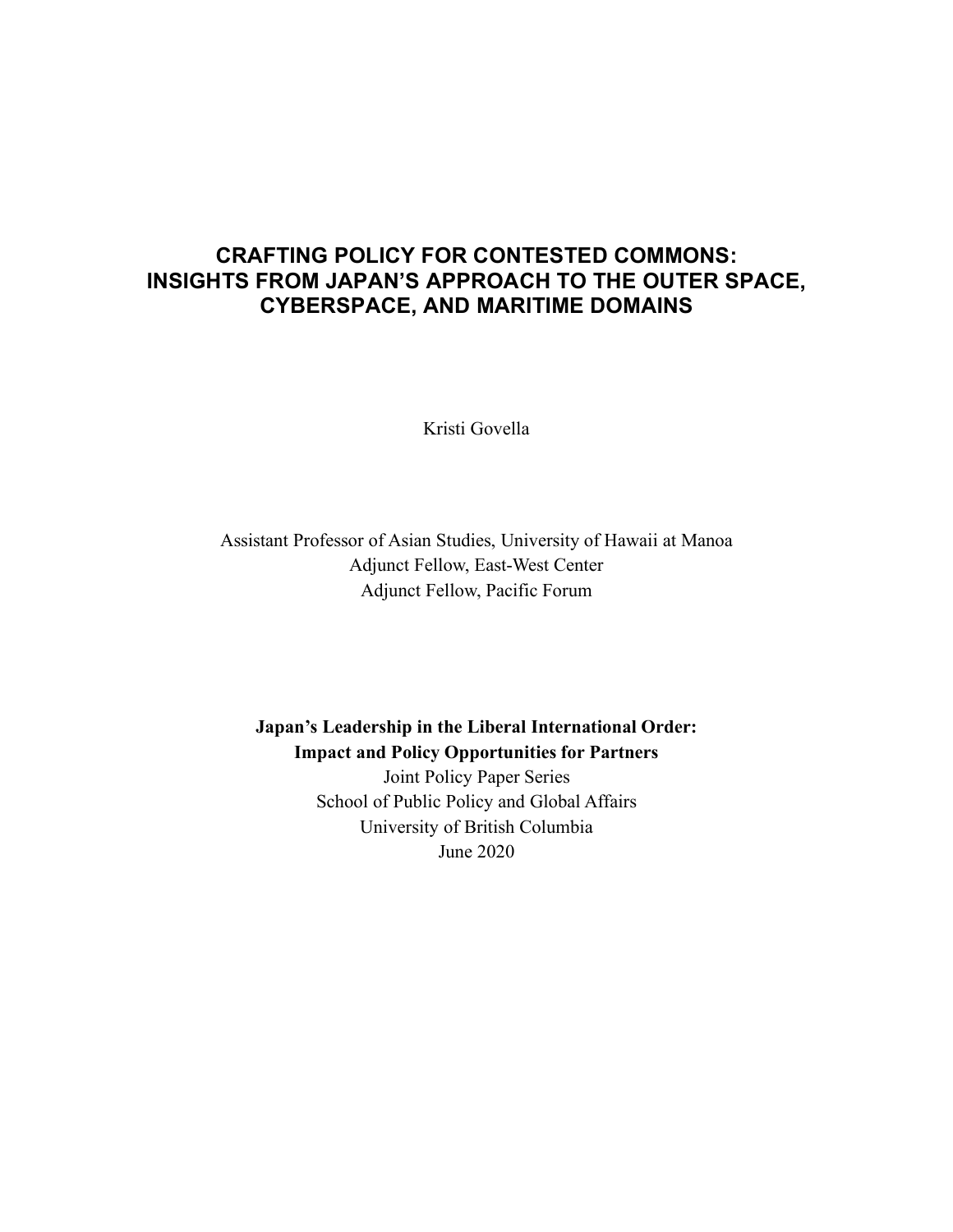# CRAFTING POLICY FOR CONTESTED COMMONS: INSIGHTS FROM JAPAN'S APPROACH TO THE OUTER SPACE, CYBERSPACE, AND MARITIME DOMAINS

Kristi Govella

Assistant Professor of Asian Studies, University of Hawaii at Manoa
Adjunct Fellow, East-West Center
Adjunct Fellow, Pacific Forum

**Japan's Leadership in the Liberal International Order:**
**Impact and Policy Opportunities for Partners**
Joint Policy Paper Series
School of Public Policy and Global Affairs
University of British Columbia
June 2020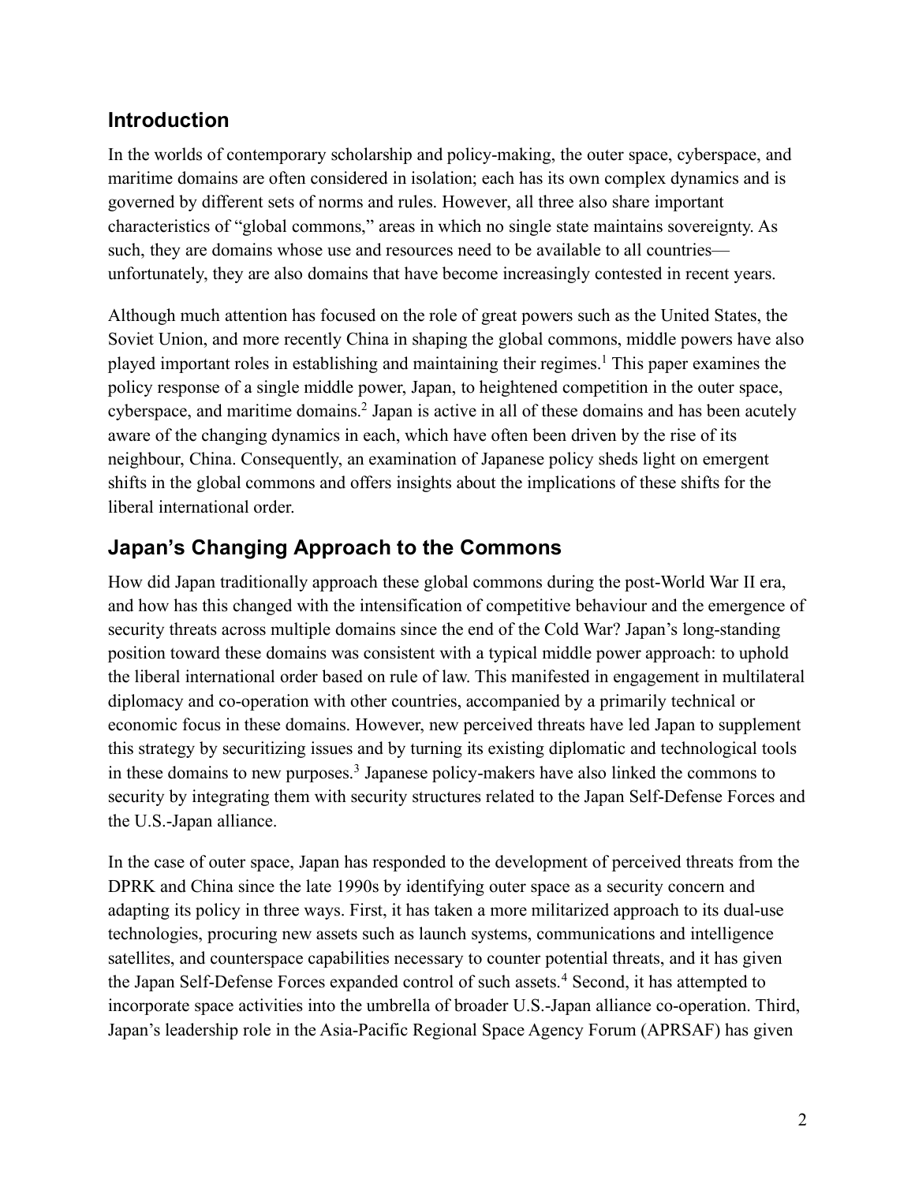## Introduction

In the worlds of contemporary scholarship and policy-making, the outer space, cyberspace, and maritime domains are often considered in isolation; each has its own complex dynamics and is governed by different sets of norms and rules. However, all three also share important characteristics of "global commons," areas in which no single state maintains sovereignty. As such, they are domains whose use and resources need to be available to all countries—unfortunately, they are also domains that have become increasingly contested in recent years.

Although much attention has focused on the role of great powers such as the United States, the Soviet Union, and more recently China in shaping the global commons, middle powers have also played important roles in establishing and maintaining their regimes.[1] This paper examines the policy response of a single middle power, Japan, to heightened competition in the outer space, cyberspace, and maritime domains.[2] Japan is active in all of these domains and has been acutely aware of the changing dynamics in each, which have often been driven by the rise of its neighbour, China. Consequently, an examination of Japanese policy sheds light on emergent shifts in the global commons and offers insights about the implications of these shifts for the liberal international order.

## Japan's Changing Approach to the Commons

How did Japan traditionally approach these global commons during the post-World War II era, and how has this changed with the intensification of competitive behaviour and the emergence of security threats across multiple domains since the end of the Cold War? Japan's long-standing position toward these domains was consistent with a typical middle power approach: to uphold the liberal international order based on rule of law. This manifested in engagement in multilateral diplomacy and co-operation with other countries, accompanied by a primarily technical or economic focus in these domains. However, new perceived threats have led Japan to supplement this strategy by securitizing issues and by turning its existing diplomatic and technological tools in these domains to new purposes.[3] Japanese policy-makers have also linked the commons to security by integrating them with security structures related to the Japan Self-Defense Forces and the U.S.-Japan alliance.

In the case of outer space, Japan has responded to the development of perceived threats from the DPRK and China since the late 1990s by identifying outer space as a security concern and adapting its policy in three ways. First, it has taken a more militarized approach to its dual-use technologies, procuring new assets such as launch systems, communications and intelligence satellites, and counterspace capabilities necessary to counter potential threats, and it has given the Japan Self-Defense Forces expanded control of such assets.[4] Second, it has attempted to incorporate space activities into the umbrella of broader U.S.-Japan alliance co-operation. Third, Japan's leadership role in the Asia-Pacific Regional Space Agency Forum (APRSAF) has given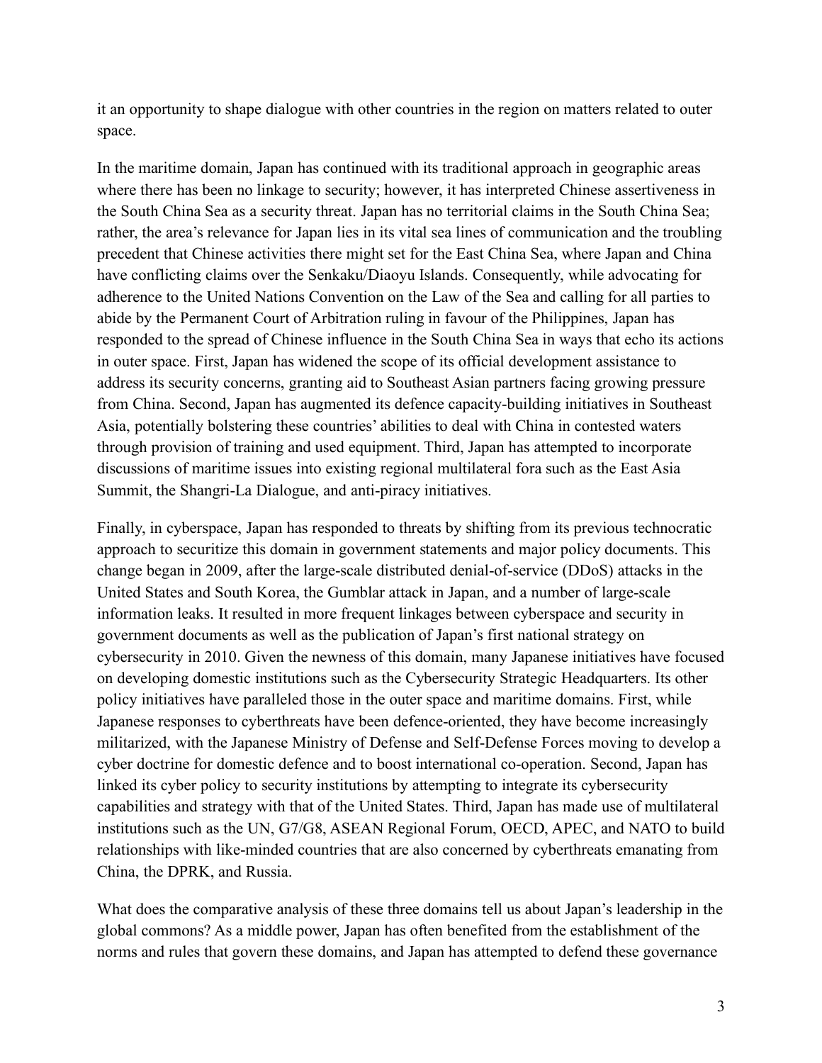it an opportunity to shape dialogue with other countries in the region on matters related to outer space.

In the maritime domain, Japan has continued with its traditional approach in geographic areas where there has been no linkage to security; however, it has interpreted Chinese assertiveness in the South China Sea as a security threat. Japan has no territorial claims in the South China Sea; rather, the area's relevance for Japan lies in its vital sea lines of communication and the troubling precedent that Chinese activities there might set for the East China Sea, where Japan and China have conflicting claims over the Senkaku/Diaoyu Islands. Consequently, while advocating for adherence to the United Nations Convention on the Law of the Sea and calling for all parties to abide by the Permanent Court of Arbitration ruling in favour of the Philippines, Japan has responded to the spread of Chinese influence in the South China Sea in ways that echo its actions in outer space. First, Japan has widened the scope of its official development assistance to address its security concerns, granting aid to Southeast Asian partners facing growing pressure from China. Second, Japan has augmented its defence capacity-building initiatives in Southeast Asia, potentially bolstering these countries' abilities to deal with China in contested waters through provision of training and used equipment. Third, Japan has attempted to incorporate discussions of maritime issues into existing regional multilateral fora such as the East Asia Summit, the Shangri-La Dialogue, and anti-piracy initiatives.

Finally, in cyberspace, Japan has responded to threats by shifting from its previous technocratic approach to securitize this domain in government statements and major policy documents. This change began in 2009, after the large-scale distributed denial-of-service (DDoS) attacks in the United States and South Korea, the Gumblar attack in Japan, and a number of large-scale information leaks. It resulted in more frequent linkages between cyberspace and security in government documents as well as the publication of Japan's first national strategy on cybersecurity in 2010. Given the newness of this domain, many Japanese initiatives have focused on developing domestic institutions such as the Cybersecurity Strategic Headquarters. Its other policy initiatives have paralleled those in the outer space and maritime domains. First, while Japanese responses to cyberthreats have been defence-oriented, they have become increasingly militarized, with the Japanese Ministry of Defense and Self-Defense Forces moving to develop a cyber doctrine for domestic defence and to boost international co-operation. Second, Japan has linked its cyber policy to security institutions by attempting to integrate its cybersecurity capabilities and strategy with that of the United States. Third, Japan has made use of multilateral institutions such as the UN, G7/G8, ASEAN Regional Forum, OECD, APEC, and NATO to build relationships with like-minded countries that are also concerned by cyberthreats emanating from China, the DPRK, and Russia.

What does the comparative analysis of these three domains tell us about Japan's leadership in the global commons? As a middle power, Japan has often benefited from the establishment of the norms and rules that govern these domains, and Japan has attempted to defend these governance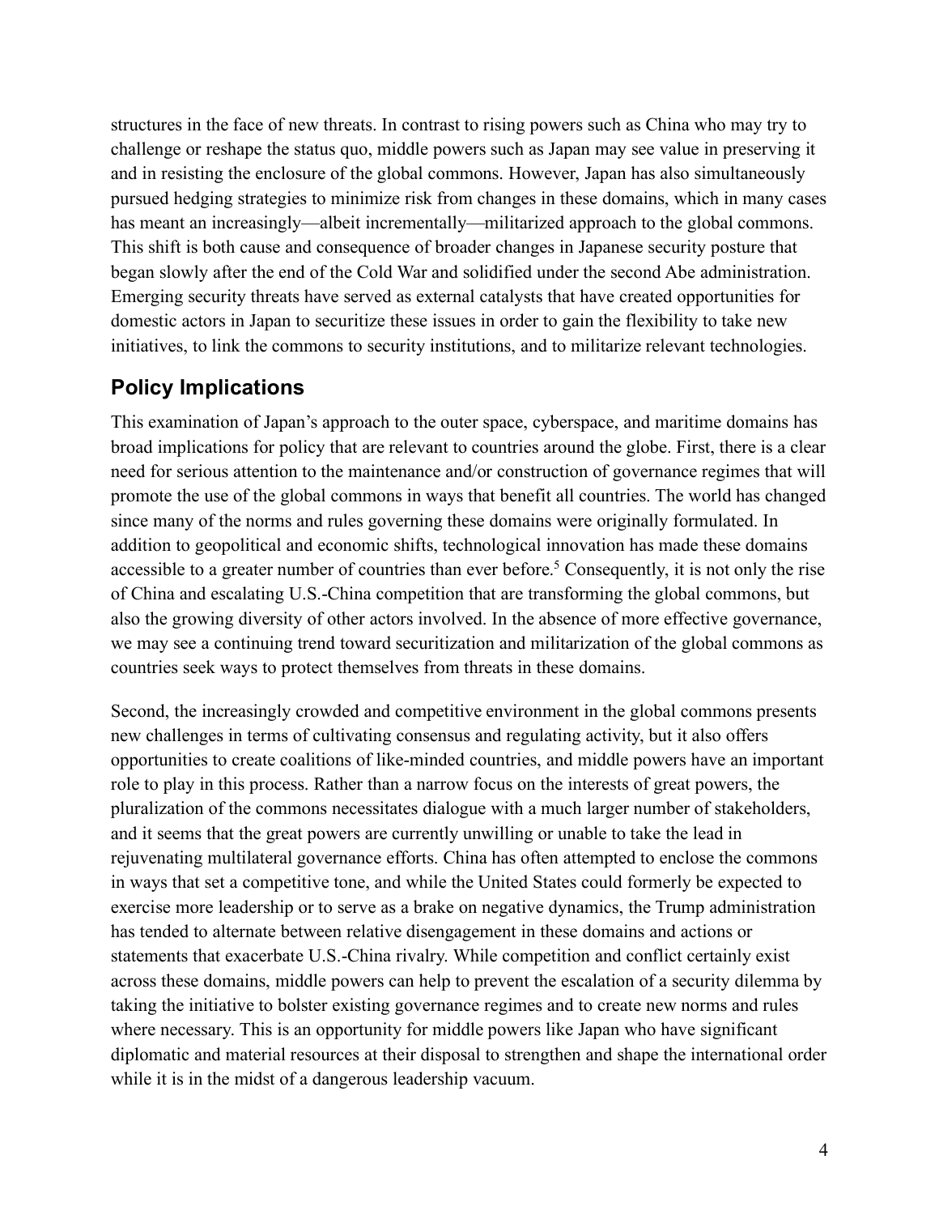structures in the face of new threats. In contrast to rising powers such as China who may try to challenge or reshape the status quo, middle powers such as Japan may see value in preserving it and in resisting the enclosure of the global commons. However, Japan has also simultaneously pursued hedging strategies to minimize risk from changes in these domains, which in many cases has meant an increasingly—albeit incrementally—militarized approach to the global commons. This shift is both cause and consequence of broader changes in Japanese security posture that began slowly after the end of the Cold War and solidified under the second Abe administration. Emerging security threats have served as external catalysts that have created opportunities for domestic actors in Japan to securitize these issues in order to gain the flexibility to take new initiatives, to link the commons to security institutions, and to militarize relevant technologies.

## Policy Implications

This examination of Japan's approach to the outer space, cyberspace, and maritime domains has broad implications for policy that are relevant to countries around the globe. First, there is a clear need for serious attention to the maintenance and/or construction of governance regimes that will promote the use of the global commons in ways that benefit all countries. The world has changed since many of the norms and rules governing these domains were originally formulated. In addition to geopolitical and economic shifts, technological innovation has made these domains accessible to a greater number of countries than ever before.[5] Consequently, it is not only the rise of China and escalating U.S.-China competition that are transforming the global commons, but also the growing diversity of other actors involved. In the absence of more effective governance, we may see a continuing trend toward securitization and militarization of the global commons as countries seek ways to protect themselves from threats in these domains.

Second, the increasingly crowded and competitive environment in the global commons presents new challenges in terms of cultivating consensus and regulating activity, but it also offers opportunities to create coalitions of like-minded countries, and middle powers have an important role to play in this process. Rather than a narrow focus on the interests of great powers, the pluralization of the commons necessitates dialogue with a much larger number of stakeholders, and it seems that the great powers are currently unwilling or unable to take the lead in rejuvenating multilateral governance efforts. China has often attempted to enclose the commons in ways that set a competitive tone, and while the United States could formerly be expected to exercise more leadership or to serve as a brake on negative dynamics, the Trump administration has tended to alternate between relative disengagement in these domains and actions or statements that exacerbate U.S.-China rivalry. While competition and conflict certainly exist across these domains, middle powers can help to prevent the escalation of a security dilemma by taking the initiative to bolster existing governance regimes and to create new norms and rules where necessary. This is an opportunity for middle powers like Japan who have significant diplomatic and material resources at their disposal to strengthen and shape the international order while it is in the midst of a dangerous leadership vacuum.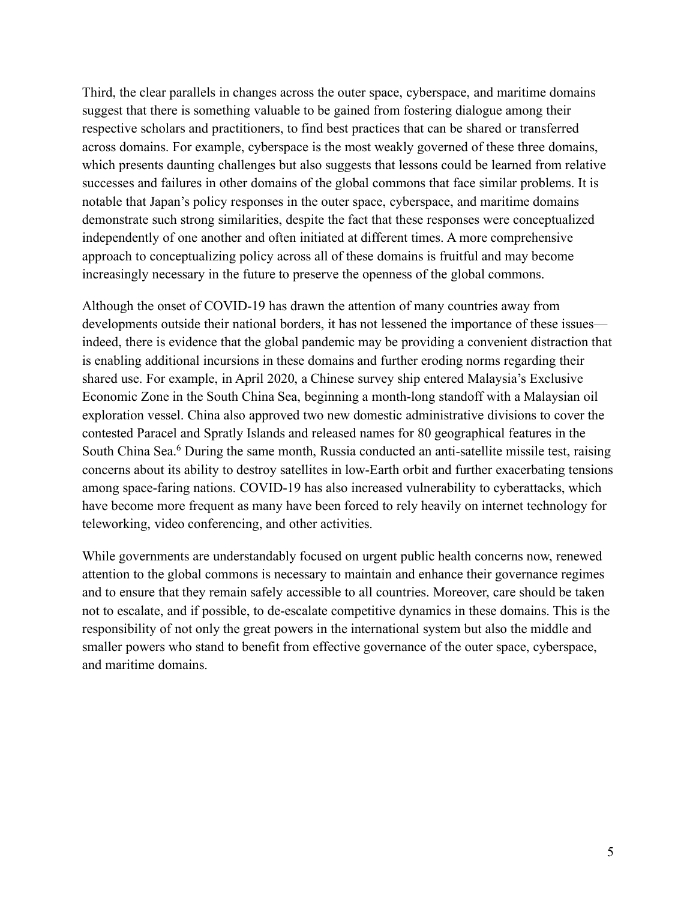Third, the clear parallels in changes across the outer space, cyberspace, and maritime domains suggest that there is something valuable to be gained from fostering dialogue among their respective scholars and practitioners, to find best practices that can be shared or transferred across domains. For example, cyberspace is the most weakly governed of these three domains, which presents daunting challenges but also suggests that lessons could be learned from relative successes and failures in other domains of the global commons that face similar problems. It is notable that Japan's policy responses in the outer space, cyberspace, and maritime domains demonstrate such strong similarities, despite the fact that these responses were conceptualized independently of one another and often initiated at different times. A more comprehensive approach to conceptualizing policy across all of these domains is fruitful and may become increasingly necessary in the future to preserve the openness of the global commons.

Although the onset of COVID-19 has drawn the attention of many countries away from developments outside their national borders, it has not lessened the importance of these issues—indeed, there is evidence that the global pandemic may be providing a convenient distraction that is enabling additional incursions in these domains and further eroding norms regarding their shared use. For example, in April 2020, a Chinese survey ship entered Malaysia's Exclusive Economic Zone in the South China Sea, beginning a month-long standoff with a Malaysian oil exploration vessel. China also approved two new domestic administrative divisions to cover the contested Paracel and Spratly Islands and released names for 80 geographical features in the South China Sea.[6] During the same month, Russia conducted an anti-satellite missile test, raising concerns about its ability to destroy satellites in low-Earth orbit and further exacerbating tensions among space-faring nations. COVID-19 has also increased vulnerability to cyberattacks, which have become more frequent as many have been forced to rely heavily on internet technology for teleworking, video conferencing, and other activities.

While governments are understandably focused on urgent public health concerns now, renewed attention to the global commons is necessary to maintain and enhance their governance regimes and to ensure that they remain safely accessible to all countries. Moreover, care should be taken not to escalate, and if possible, to de-escalate competitive dynamics in these domains. This is the responsibility of not only the great powers in the international system but also the middle and smaller powers who stand to benefit from effective governance of the outer space, cyberspace, and maritime domains.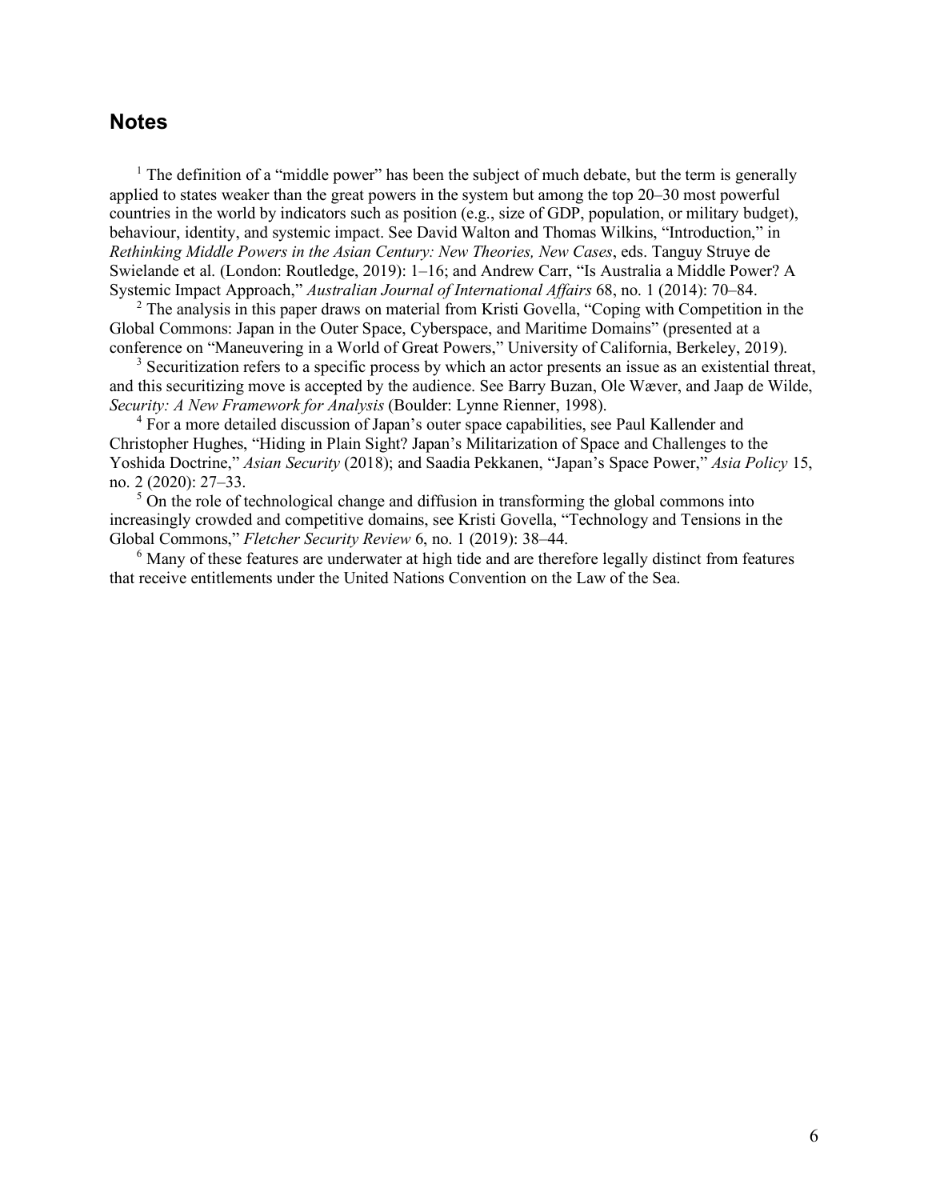## Notes

[1] The definition of a "middle power" has been the subject of much debate, but the term is generally applied to states weaker than the great powers in the system but among the top 20–30 most powerful countries in the world by indicators such as position (e.g., size of GDP, population, or military budget), behaviour, identity, and systemic impact. See David Walton and Thomas Wilkins, "Introduction," in *Rethinking Middle Powers in the Asian Century: New Theories, New Cases*, eds. Tanguy Struye de Swielande et al. (London: Routledge, 2019): 1–16; and Andrew Carr, "Is Australia a Middle Power? A Systemic Impact Approach," *Australian Journal of International Affairs* 68, no. 1 (2014): 70–84.

[2] The analysis in this paper draws on material from Kristi Govella, "Coping with Competition in the Global Commons: Japan in the Outer Space, Cyberspace, and Maritime Domains" (presented at a conference on "Maneuvering in a World of Great Powers," University of California, Berkeley, 2019).

[3] Securitization refers to a specific process by which an actor presents an issue as an existential threat, and this securitizing move is accepted by the audience. See Barry Buzan, Ole Wæver, and Jaap de Wilde, *Security: A New Framework for Analysis* (Boulder: Lynne Rienner, 1998).

[4] For a more detailed discussion of Japan's outer space capabilities, see Paul Kallender and Christopher Hughes, "Hiding in Plain Sight? Japan's Militarization of Space and Challenges to the Yoshida Doctrine," *Asian Security* (2018); and Saadia Pekkanen, "Japan's Space Power," *Asia Policy* 15, no. 2 (2020): 27–33.

[5] On the role of technological change and diffusion in transforming the global commons into increasingly crowded and competitive domains, see Kristi Govella, "Technology and Tensions in the Global Commons," *Fletcher Security Review* 6, no. 1 (2019): 38–44.

[6] Many of these features are underwater at high tide and are therefore legally distinct from features that receive entitlements under the United Nations Convention on the Law of the Sea.